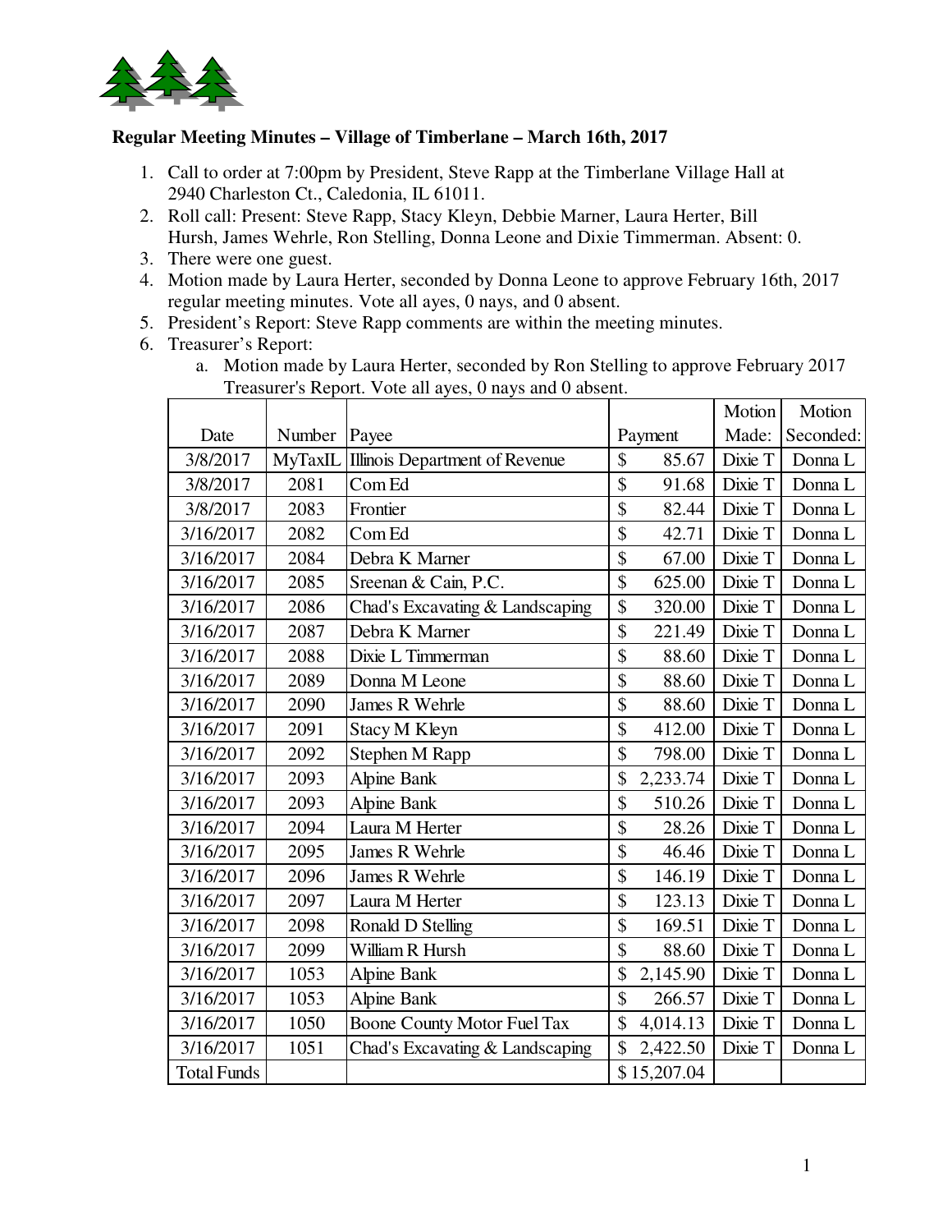**Regular Meeting Minutes – Village of Timberlane – March 16th, 2017**

1. Call to order at 7:00pm by President, Steve Rapp at the Timberlane Village Hall at 2940 Charleston Ct., Caledonia, IL 61011.
2. Roll call: Present: Steve Rapp, Stacy Kleyn, Debbie Marner, Laura Herter, Bill Hursh, James Wehrle, Ron Stelling, Donna Leone and Dixie Timmerman. Absent: 0.
3. There were one guest.
4. Motion made by Laura Herter, seconded by Donna Leone to approve February 16th, 2017 regular meeting minutes. Vote all ayes, 0 nays, and 0 absent.
5. President's Report: Steve Rapp comments are within the meeting minutes.
6. Treasurer's Report:
   a. Motion made by Laura Herter, seconded by Ron Stelling to approve February 2017 Treasurer's Report. Vote all ayes, 0 nays and 0 absent.

| Date | Number | Payee | Payment | Motion Made: | Motion Seconded: |
|---|---|---|---|---|---|
| 3/8/2017 | MyTaxIL | Illinois Department of Revenue | $ 85.67 | Dixie T | Donna L |
| 3/8/2017 | 2081 | Com Ed | $ 91.68 | Dixie T | Donna L |
| 3/8/2017 | 2083 | Frontier | $ 82.44 | Dixie T | Donna L |
| 3/16/2017 | 2082 | Com Ed | $ 42.71 | Dixie T | Donna L |
| 3/16/2017 | 2084 | Debra K Marner | $ 67.00 | Dixie T | Donna L |
| 3/16/2017 | 2085 | Sreenan & Cain, P.C. | $ 625.00 | Dixie T | Donna L |
| 3/16/2017 | 2086 | Chad's Excavating & Landscaping | $ 320.00 | Dixie T | Donna L |
| 3/16/2017 | 2087 | Debra K Marner | $ 221.49 | Dixie T | Donna L |
| 3/16/2017 | 2088 | Dixie L Timmerman | $ 88.60 | Dixie T | Donna L |
| 3/16/2017 | 2089 | Donna M Leone | $ 88.60 | Dixie T | Donna L |
| 3/16/2017 | 2090 | James R Wehrle | $ 88.60 | Dixie T | Donna L |
| 3/16/2017 | 2091 | Stacy M Kleyn | $ 412.00 | Dixie T | Donna L |
| 3/16/2017 | 2092 | Stephen M Rapp | $ 798.00 | Dixie T | Donna L |
| 3/16/2017 | 2093 | Alpine Bank | $ 2,233.74 | Dixie T | Donna L |
| 3/16/2017 | 2093 | Alpine Bank | $ 510.26 | Dixie T | Donna L |
| 3/16/2017 | 2094 | Laura M Herter | $ 28.26 | Dixie T | Donna L |
| 3/16/2017 | 2095 | James R Wehrle | $ 46.46 | Dixie T | Donna L |
| 3/16/2017 | 2096 | James R Wehrle | $ 146.19 | Dixie T | Donna L |
| 3/16/2017 | 2097 | Laura M Herter | $ 123.13 | Dixie T | Donna L |
| 3/16/2017 | 2098 | Ronald D Stelling | $ 169.51 | Dixie T | Donna L |
| 3/16/2017 | 2099 | William R Hursh | $ 88.60 | Dixie T | Donna L |
| 3/16/2017 | 1053 | Alpine Bank | $ 2,145.90 | Dixie T | Donna L |
| 3/16/2017 | 1053 | Alpine Bank | $ 266.57 | Dixie T | Donna L |
| 3/16/2017 | 1050 | Boone County Motor Fuel Tax | $ 4,014.13 | Dixie T | Donna L |
| 3/16/2017 | 1051 | Chad's Excavating & Landscaping | $ 2,422.50 | Dixie T | Donna L |
| Total Funds | | | $ 15,207.04 | | |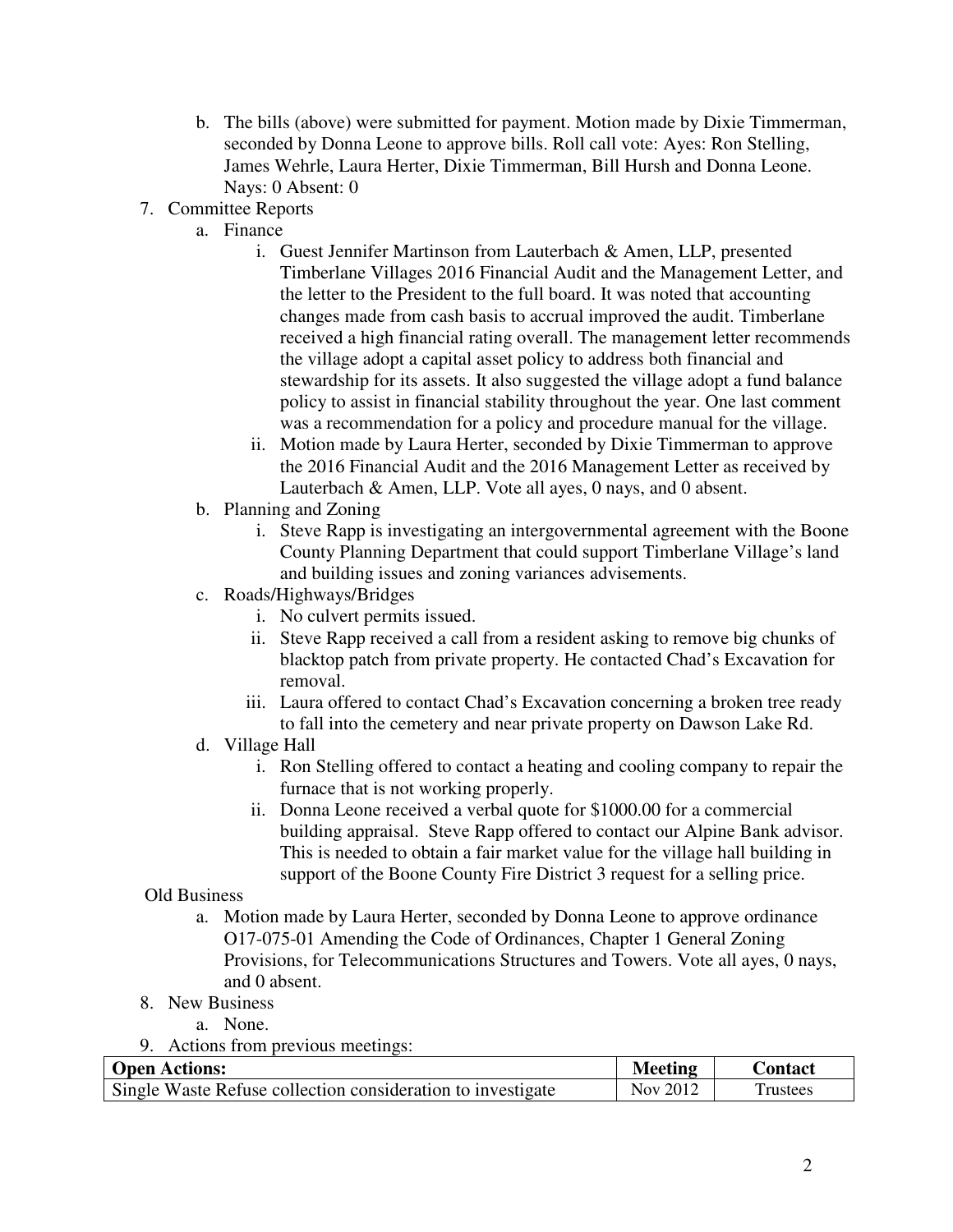b. The bills (above) were submitted for payment. Motion made by Dixie Timmerman, seconded by Donna Leone to approve bills. Roll call vote: Ayes: Ron Stelling, James Wehrle, Laura Herter, Dixie Timmerman, Bill Hursh and Donna Leone. Nays: 0 Absent: 0

7. Committee Reports
   a. Finance
      i. Guest Jennifer Martinson from Lauterbach & Amen, LLP, presented Timberlane Villages 2016 Financial Audit and the Management Letter, and the letter to the President to the full board. It was noted that accounting changes made from cash basis to accrual improved the audit. Timberlane received a high financial rating overall. The management letter recommends the village adopt a capital asset policy to address both financial and stewardship for its assets. It also suggested the village adopt a fund balance policy to assist in financial stability throughout the year. One last comment was a recommendation for a policy and procedure manual for the village.
      ii. Motion made by Laura Herter, seconded by Dixie Timmerman to approve the 2016 Financial Audit and the 2016 Management Letter as received by Lauterbach & Amen, LLP. Vote all ayes, 0 nays, and 0 absent.
   b. Planning and Zoning
      i. Steve Rapp is investigating an intergovernmental agreement with the Boone County Planning Department that could support Timberlane Village's land and building issues and zoning variances advisements.
   c. Roads/Highways/Bridges
      i. No culvert permits issued.
      ii. Steve Rapp received a call from a resident asking to remove big chunks of blacktop patch from private property. He contacted Chad's Excavation for removal.
      iii. Laura offered to contact Chad's Excavation concerning a broken tree ready to fall into the cemetery and near private property on Dawson Lake Rd.
   d. Village Hall
      i. Ron Stelling offered to contact a heating and cooling company to repair the furnace that is not working properly.
      ii. Donna Leone received a verbal quote for $1000.00 for a commercial building appraisal. Steve Rapp offered to contact our Alpine Bank advisor. This is needed to obtain a fair market value for the village hall building in support of the Boone County Fire District 3 request for a selling price.

Old Business
   a. Motion made by Laura Herter, seconded by Donna Leone to approve ordinance O17-075-01 Amending the Code of Ordinances, Chapter 1 General Zoning Provisions, for Telecommunications Structures and Towers. Vote all ayes, 0 nays, and 0 absent.

8. New Business
   a. None.

9. Actions from previous meetings:

| **Open Actions:** | **Meeting** | **Contact** |
|---|---|---|
| Single Waste Refuse collection consideration to investigate | Nov 2012 | Trustees |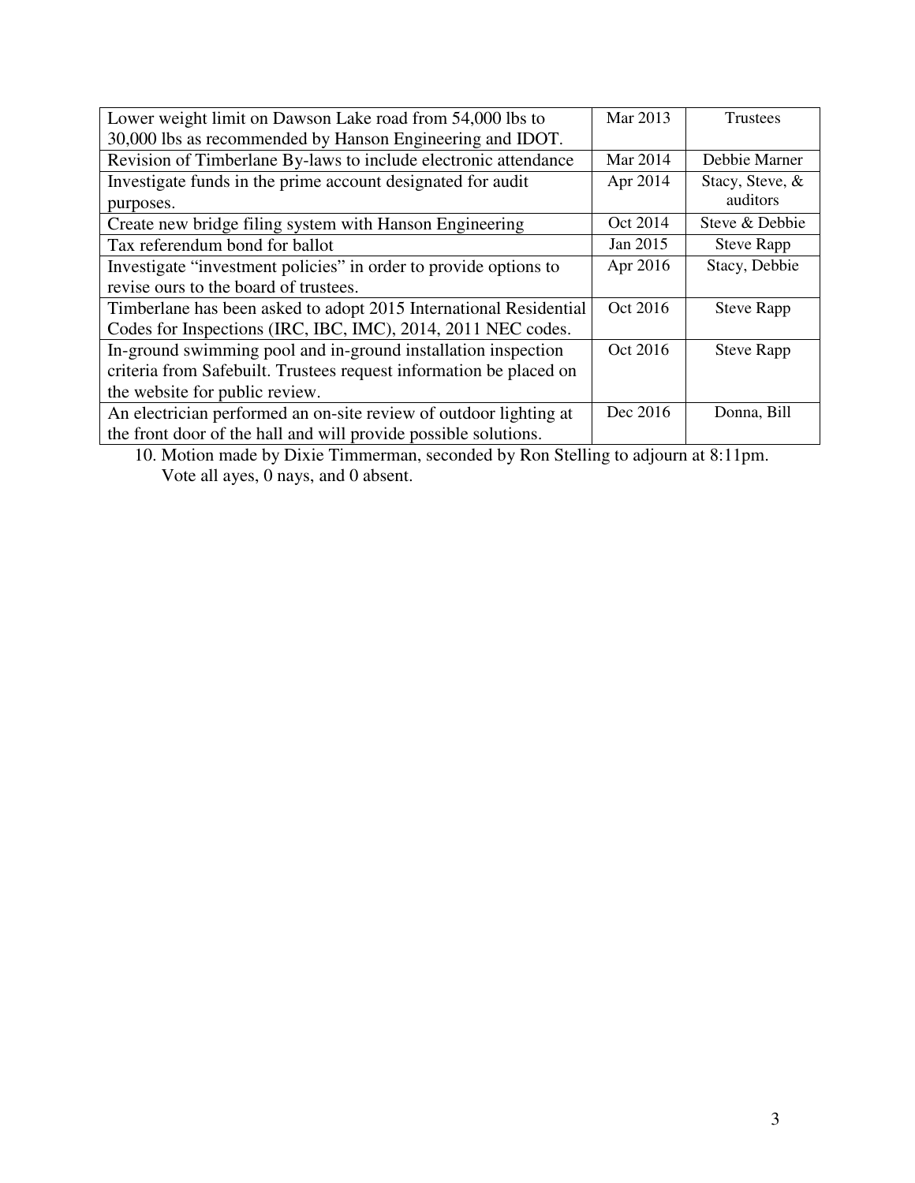| | | |
|---|---|---|
| Lower weight limit on Dawson Lake road from 54,000 lbs to 30,000 lbs as recommended by Hanson Engineering and IDOT. | Mar 2013 | Trustees |
| Revision of Timberlane By-laws to include electronic attendance | Mar 2014 | Debbie Marner |
| Investigate funds in the prime account designated for audit purposes. | Apr 2014 | Stacy, Steve, & auditors |
| Create new bridge filing system with Hanson Engineering | Oct 2014 | Steve & Debbie |
| Tax referendum bond for ballot | Jan 2015 | Steve Rapp |
| Investigate "investment policies" in order to provide options to revise ours to the board of trustees. | Apr 2016 | Stacy, Debbie |
| Timberlane has been asked to adopt 2015 International Residential Codes for Inspections (IRC, IBC, IMC), 2014, 2011 NEC codes. | Oct 2016 | Steve Rapp |
| In-ground swimming pool and in-ground installation inspection criteria from Safebuilt. Trustees request information be placed on the website for public review. | Oct 2016 | Steve Rapp |
| An electrician performed an on-site review of outdoor lighting at the front door of the hall and will provide possible solutions. | Dec 2016 | Donna, Bill |

10. Motion made by Dixie Timmerman, seconded by Ron Stelling to adjourn at 8:11pm. Vote all ayes, 0 nays, and 0 absent.